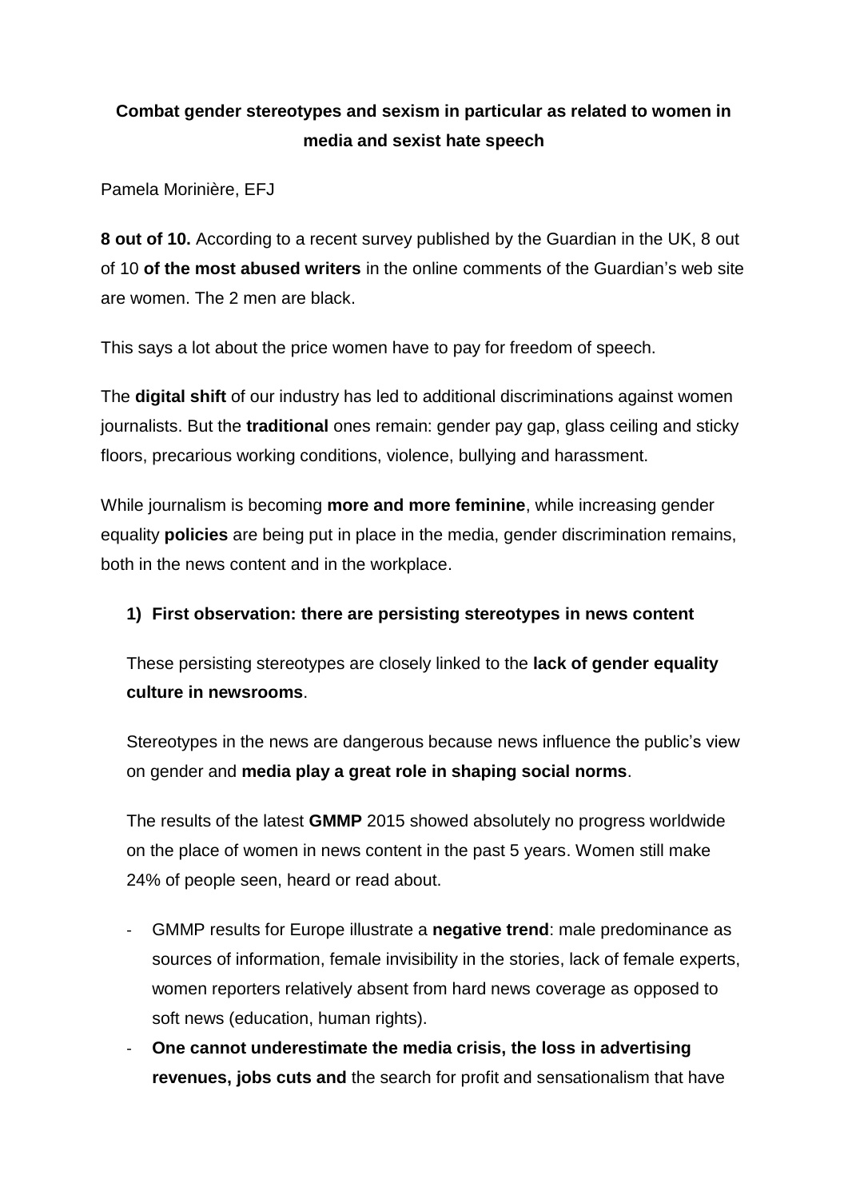**Combat gender stereotypes and sexism in particular as related to women in media and sexist hate speech**

Pamela Morinière, EFJ

**8 out of 10.** According to a recent survey published by the Guardian in the UK, 8 out of 10 **of the most abused writers** in the online comments of the Guardian's web site are women. The 2 men are black.

This says a lot about the price women have to pay for freedom of speech.

The **digital shift** of our industry has led to additional discriminations against women journalists. But the **traditional** ones remain: gender pay gap, glass ceiling and sticky floors, precarious working conditions, violence, bullying and harassment.

While journalism is becoming **more and more feminine**, while increasing gender equality **policies** are being put in place in the media, gender discrimination remains, both in the news content and in the workplace.

1) **First observation: there are persisting stereotypes in news content**

   These persisting stereotypes are closely linked to the **lack of gender equality culture in newsrooms**.

   Stereotypes in the news are dangerous because news influence the public's view on gender and **media play a great role in shaping social norms**.

   The results of the latest **GMMP** 2015 showed absolutely no progress worldwide on the place of women in news content in the past 5 years. Women still make 24% of people seen, heard or read about.

   - GMMP results for Europe illustrate a **negative trend**: male predominance as sources of information, female invisibility in the stories, lack of female experts, women reporters relatively absent from hard news coverage as opposed to soft news (education, human rights).
   - **One cannot underestimate the media crisis, the loss in advertising revenues, jobs cuts and** the search for profit and sensationalism that have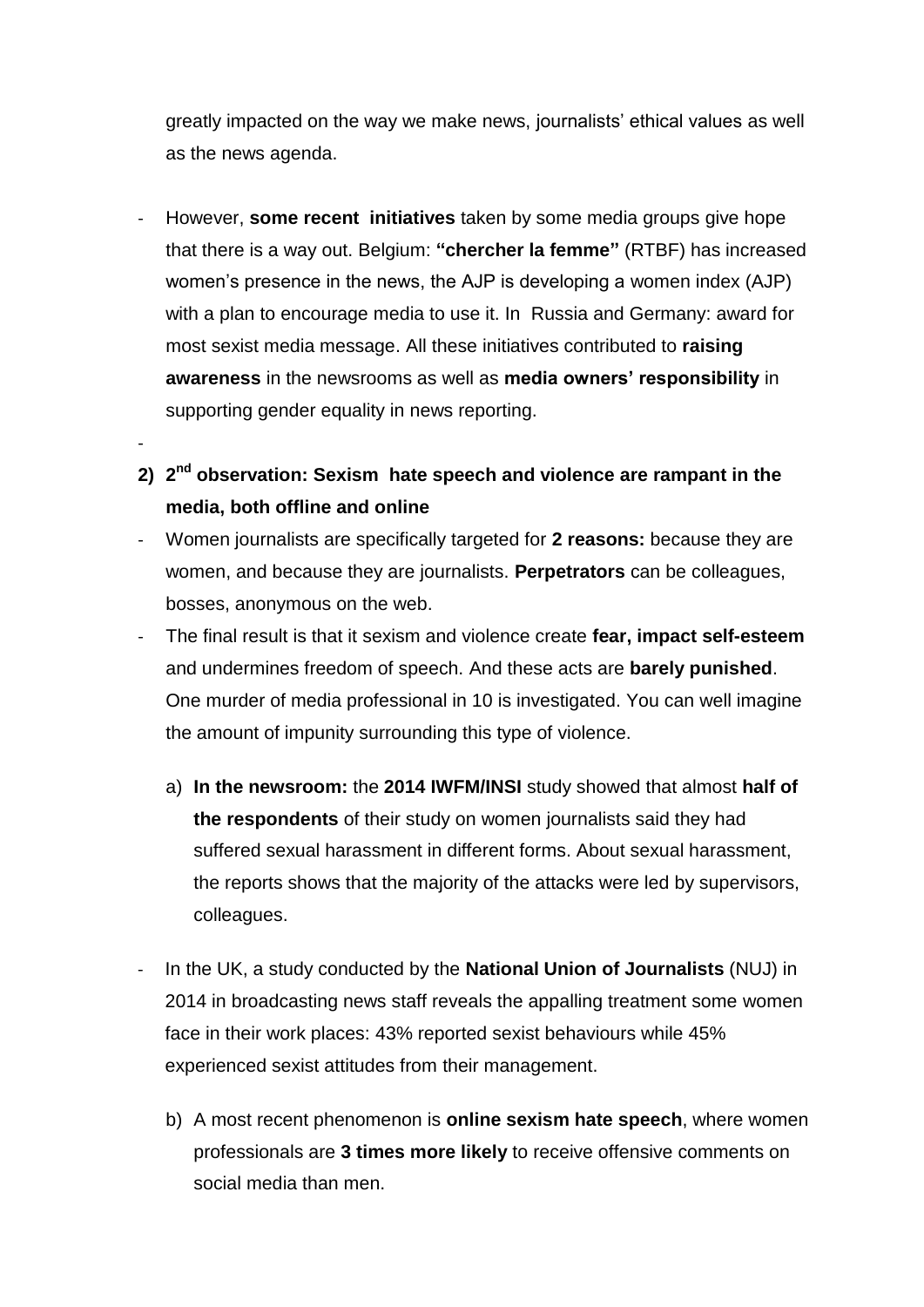greatly impacted on the way we make news, journalists' ethical values as well as the news agenda.

- However, **some recent initiatives** taken by some media groups give hope that there is a way out. Belgium: **"chercher la femme"** (RTBF) has increased women's presence in the news, the AJP is developing a women index (AJP) with a plan to encourage media to use it. In Russia and Germany: award for most sexist media message. All these initiatives contributed to **raising awareness** in the newsrooms as well as **media owners' responsibility** in supporting gender equality in news reporting.

-

## 2) 2nd observation: Sexism hate speech and violence are rampant in the media, both offline and online

- Women journalists are specifically targeted for **2 reasons:** because they are women, and because they are journalists. **Perpetrators** can be colleagues, bosses, anonymous on the web.
- The final result is that it sexism and violence create **fear, impact self-esteem** and undermines freedom of speech. And these acts are **barely punished**. One murder of media professional in 10 is investigated. You can well imagine the amount of impunity surrounding this type of violence.

  a) **In the newsroom:** the **2014 IWFM/INSI** study showed that almost **half of the respondents** of their study on women journalists said they had suffered sexual harassment in different forms. About sexual harassment, the reports shows that the majority of the attacks were led by supervisors, colleagues.

- In the UK, a study conducted by the **National Union of Journalists** (NUJ) in 2014 in broadcasting news staff reveals the appalling treatment some women face in their work places: 43% reported sexist behaviours while 45% experienced sexist attitudes from their management.

  b) A most recent phenomenon is **online sexism hate speech**, where women professionals are **3 times more likely** to receive offensive comments on social media than men.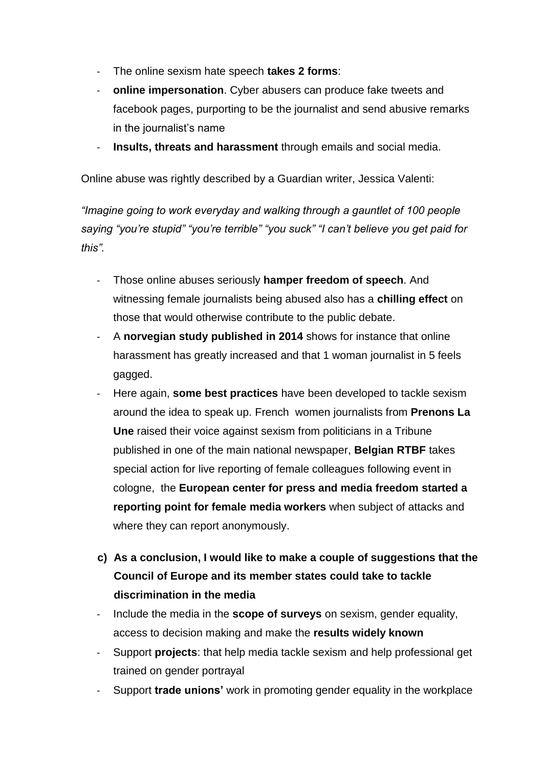- The online sexism hate speech **takes 2 forms**:
- **online impersonation**. Cyber abusers can produce fake tweets and facebook pages, purporting to be the journalist and send abusive remarks in the journalist's name
- **Insults, threats and harassment** through emails and social media.

Online abuse was rightly described by a Guardian writer, Jessica Valenti:

*"Imagine going to work everyday and walking through a gauntlet of 100 people saying "you're stupid" "you're terrible" "you suck" "I can't believe you get paid for this".*

- Those online abuses seriously **hamper freedom of speech**. And witnessing female journalists being abused also has a **chilling effect** on those that would otherwise contribute to the public debate.
- A **norvegian study published in 2014** shows for instance that online harassment has greatly increased and that 1 woman journalist in 5 feels gagged.
- Here again, **some best practices** have been developed to tackle sexism around the idea to speak up. French women journalists from **Prenons La Une** raised their voice against sexism from politicians in a Tribune published in one of the main national newspaper, **Belgian RTBF** takes special action for live reporting of female colleagues following event in cologne, the **European center for press and media freedom started a reporting point for female media workers** when subject of attacks and where they can report anonymously.

**c) As a conclusion, I would like to make a couple of suggestions that the Council of Europe and its member states could take to tackle discrimination in the media**

- Include the media in the **scope of surveys** on sexism, gender equality, access to decision making and make the **results widely known**
- Support **projects**: that help media tackle sexism and help professional get trained on gender portrayal
- Support **trade unions'** work in promoting gender equality in the workplace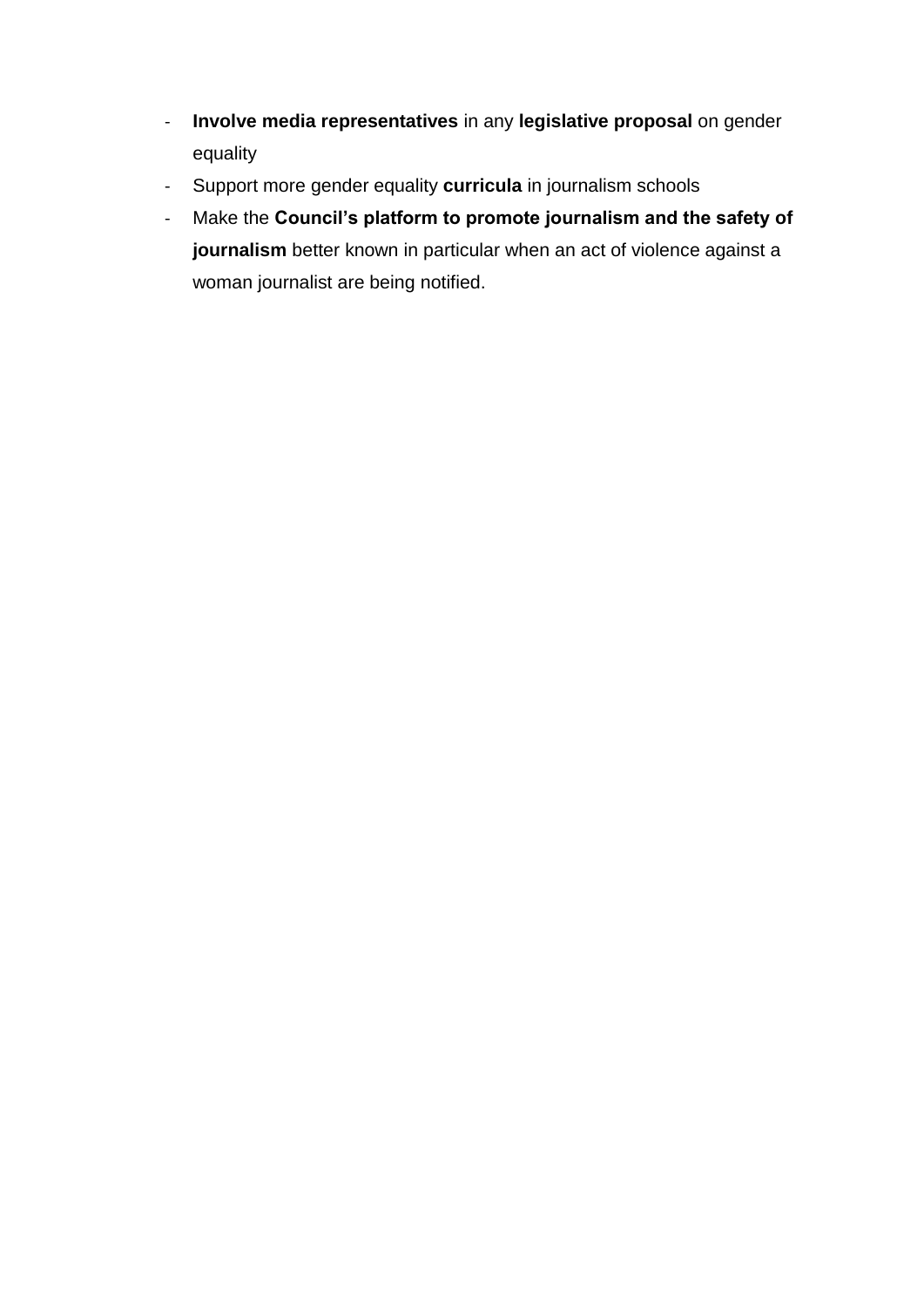- **Involve media representatives** in any **legislative proposal** on gender equality
- Support more gender equality **curricula** in journalism schools
- Make the **Council's platform to promote journalism and the safety of journalism** better known in particular when an act of violence against a woman journalist are being notified.